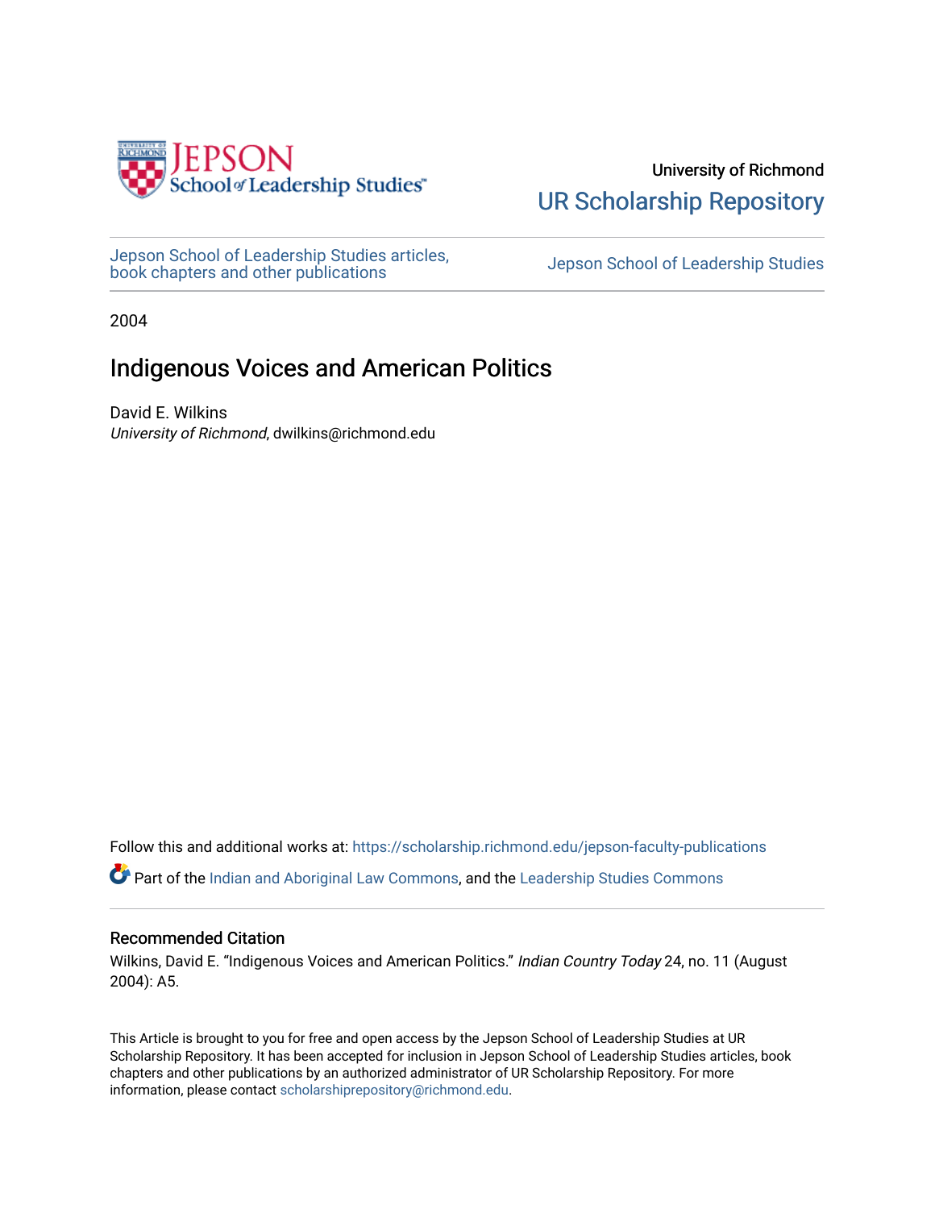University of Richmond

UR Scholarship Repository

Jepson School of Leadership Studies articles, book chapters and other publications

Jepson School of Leadership Studies

2004

# Indigenous Voices and American Politics

David E. Wilkins
*University of Richmond*, dwilkins@richmond.edu

Follow this and additional works at: https://scholarship.richmond.edu/jepson-faculty-publications

Part of the Indian and Aboriginal Law Commons, and the Leadership Studies Commons

## Recommended Citation

Wilkins, David E. "Indigenous Voices and American Politics." *Indian Country Today* 24, no. 11 (August 2004): A5.

This Article is brought to you for free and open access by the Jepson School of Leadership Studies at UR Scholarship Repository. It has been accepted for inclusion in Jepson School of Leadership Studies articles, book chapters and other publications by an authorized administrator of UR Scholarship Repository. For more information, please contact scholarshiprepository@richmond.edu.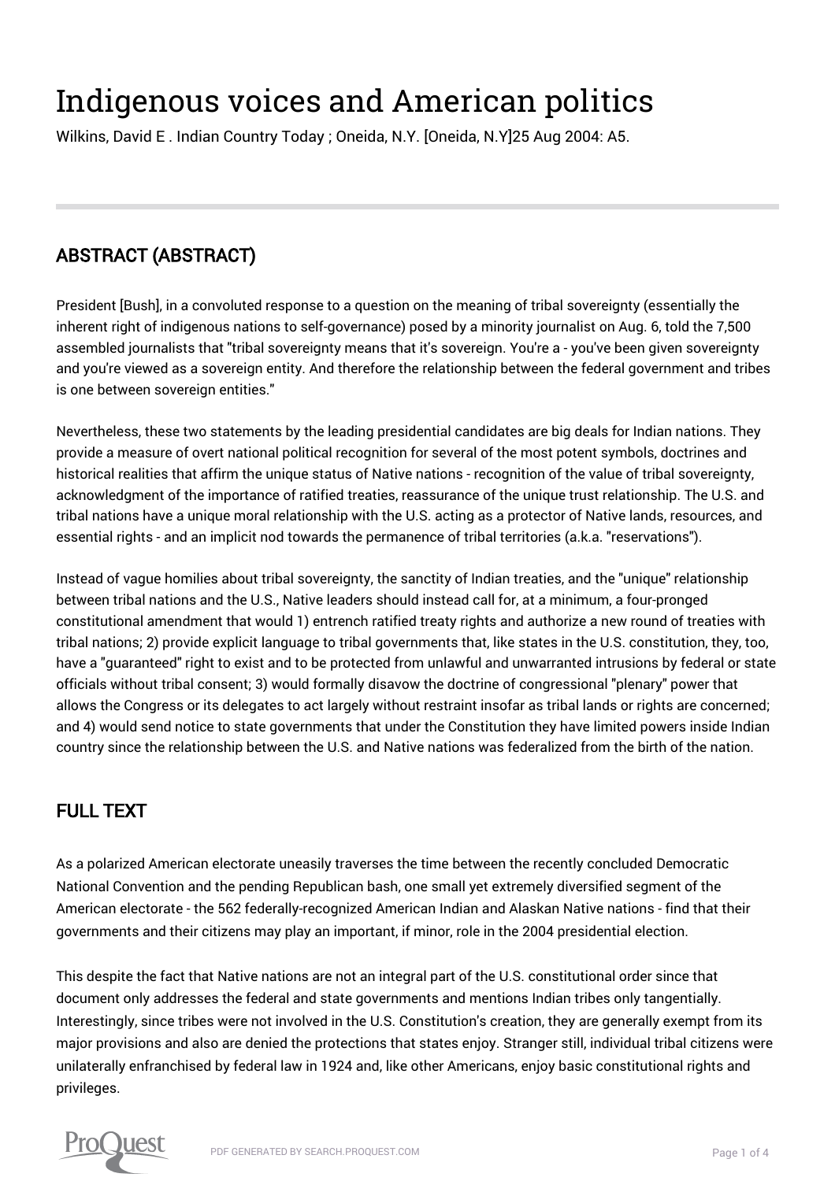# Indigenous voices and American politics

Wilkins, David E . Indian Country Today ; Oneida, N.Y. [Oneida, N.Y]25 Aug 2004: A5.

## ABSTRACT (ABSTRACT)

President [Bush], in a convoluted response to a question on the meaning of tribal sovereignty (essentially the inherent right of indigenous nations to self-governance) posed by a minority journalist on Aug. 6, told the 7,500 assembled journalists that "tribal sovereignty means that it's sovereign. You're a - you've been given sovereignty and you're viewed as a sovereign entity. And therefore the relationship between the federal government and tribes is one between sovereign entities."

Nevertheless, these two statements by the leading presidential candidates are big deals for Indian nations. They provide a measure of overt national political recognition for several of the most potent symbols, doctrines and historical realities that affirm the unique status of Native nations - recognition of the value of tribal sovereignty, acknowledgment of the importance of ratified treaties, reassurance of the unique trust relationship. The U.S. and tribal nations have a unique moral relationship with the U.S. acting as a protector of Native lands, resources, and essential rights - and an implicit nod towards the permanence of tribal territories (a.k.a. "reservations").

Instead of vague homilies about tribal sovereignty, the sanctity of Indian treaties, and the "unique" relationship between tribal nations and the U.S., Native leaders should instead call for, at a minimum, a four-pronged constitutional amendment that would 1) entrench ratified treaty rights and authorize a new round of treaties with tribal nations; 2) provide explicit language to tribal governments that, like states in the U.S. constitution, they, too, have a "guaranteed" right to exist and to be protected from unlawful and unwarranted intrusions by federal or state officials without tribal consent; 3) would formally disavow the doctrine of congressional "plenary" power that allows the Congress or its delegates to act largely without restraint insofar as tribal lands or rights are concerned; and 4) would send notice to state governments that under the Constitution they have limited powers inside Indian country since the relationship between the U.S. and Native nations was federalized from the birth of the nation.

## FULL TEXT

As a polarized American electorate uneasily traverses the time between the recently concluded Democratic National Convention and the pending Republican bash, one small yet extremely diversified segment of the American electorate - the 562 federally-recognized American Indian and Alaskan Native nations - find that their governments and their citizens may play an important, if minor, role in the 2004 presidential election.

This despite the fact that Native nations are not an integral part of the U.S. constitutional order since that document only addresses the federal and state governments and mentions Indian tribes only tangentially. Interestingly, since tribes were not involved in the U.S. Constitution's creation, they are generally exempt from its major provisions and also are denied the protections that states enjoy. Stranger still, individual tribal citizens were unilaterally enfranchised by federal law in 1924 and, like other Americans, enjoy basic constitutional rights and privileges.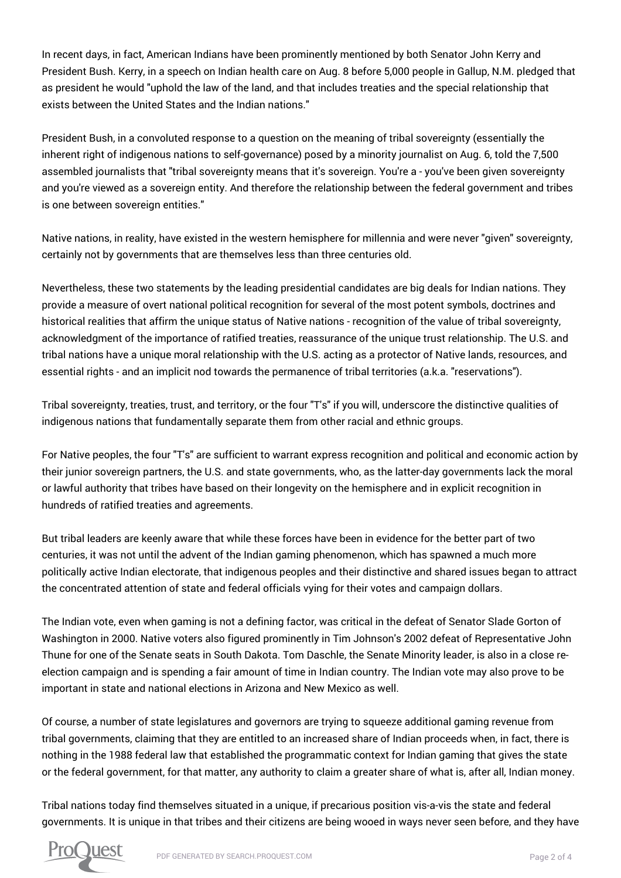In recent days, in fact, American Indians have been prominently mentioned by both Senator John Kerry and President Bush. Kerry, in a speech on Indian health care on Aug. 8 before 5,000 people in Gallup, N.M. pledged that as president he would "uphold the law of the land, and that includes treaties and the special relationship that exists between the United States and the Indian nations."

President Bush, in a convoluted response to a question on the meaning of tribal sovereignty (essentially the inherent right of indigenous nations to self-governance) posed by a minority journalist on Aug. 6, told the 7,500 assembled journalists that "tribal sovereignty means that it's sovereign. You're a - you've been given sovereignty and you're viewed as a sovereign entity. And therefore the relationship between the federal government and tribes is one between sovereign entities."

Native nations, in reality, have existed in the western hemisphere for millennia and were never "given" sovereignty, certainly not by governments that are themselves less than three centuries old.

Nevertheless, these two statements by the leading presidential candidates are big deals for Indian nations. They provide a measure of overt national political recognition for several of the most potent symbols, doctrines and historical realities that affirm the unique status of Native nations - recognition of the value of tribal sovereignty, acknowledgment of the importance of ratified treaties, reassurance of the unique trust relationship. The U.S. and tribal nations have a unique moral relationship with the U.S. acting as a protector of Native lands, resources, and essential rights - and an implicit nod towards the permanence of tribal territories (a.k.a. "reservations").

Tribal sovereignty, treaties, trust, and territory, or the four "T's" if you will, underscore the distinctive qualities of indigenous nations that fundamentally separate them from other racial and ethnic groups.

For Native peoples, the four "T's" are sufficient to warrant express recognition and political and economic action by their junior sovereign partners, the U.S. and state governments, who, as the latter-day governments lack the moral or lawful authority that tribes have based on their longevity on the hemisphere and in explicit recognition in hundreds of ratified treaties and agreements.

But tribal leaders are keenly aware that while these forces have been in evidence for the better part of two centuries, it was not until the advent of the Indian gaming phenomenon, which has spawned a much more politically active Indian electorate, that indigenous peoples and their distinctive and shared issues began to attract the concentrated attention of state and federal officials vying for their votes and campaign dollars.

The Indian vote, even when gaming is not a defining factor, was critical in the defeat of Senator Slade Gorton of Washington in 2000. Native voters also figured prominently in Tim Johnson's 2002 defeat of Representative John Thune for one of the Senate seats in South Dakota. Tom Daschle, the Senate Minority leader, is also in a close re-election campaign and is spending a fair amount of time in Indian country. The Indian vote may also prove to be important in state and national elections in Arizona and New Mexico as well.

Of course, a number of state legislatures and governors are trying to squeeze additional gaming revenue from tribal governments, claiming that they are entitled to an increased share of Indian proceeds when, in fact, there is nothing in the 1988 federal law that established the programmatic context for Indian gaming that gives the state or the federal government, for that matter, any authority to claim a greater share of what is, after all, Indian money.

Tribal nations today find themselves situated in a unique, if precarious position vis-a-vis the state and federal governments. It is unique in that tribes and their citizens are being wooed in ways never seen before, and they have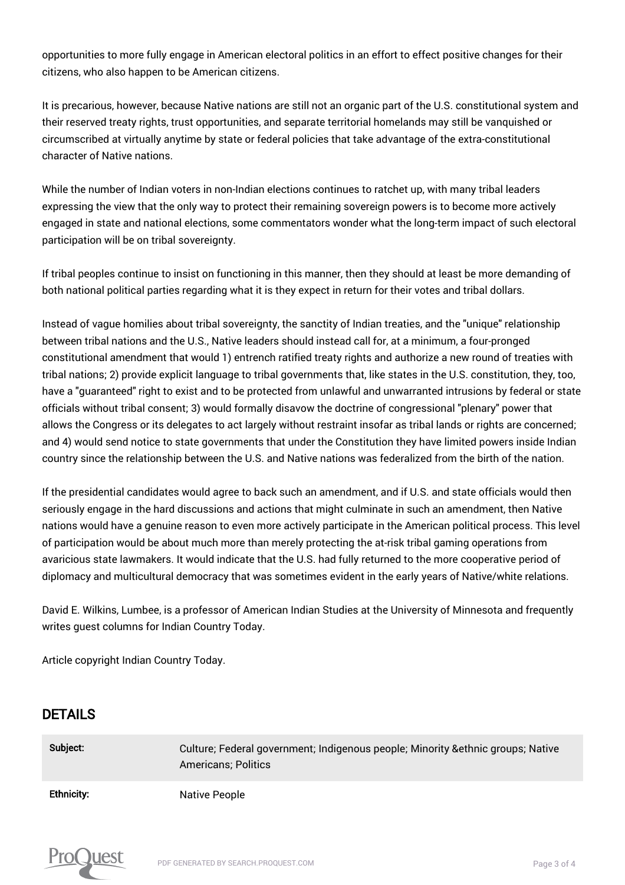opportunities to more fully engage in American electoral politics in an effort to effect positive changes for their citizens, who also happen to be American citizens.

It is precarious, however, because Native nations are still not an organic part of the U.S. constitutional system and their reserved treaty rights, trust opportunities, and separate territorial homelands may still be vanquished or circumscribed at virtually anytime by state or federal policies that take advantage of the extra-constitutional character of Native nations.

While the number of Indian voters in non-Indian elections continues to ratchet up, with many tribal leaders expressing the view that the only way to protect their remaining sovereign powers is to become more actively engaged in state and national elections, some commentators wonder what the long-term impact of such electoral participation will be on tribal sovereignty.

If tribal peoples continue to insist on functioning in this manner, then they should at least be more demanding of both national political parties regarding what it is they expect in return for their votes and tribal dollars.

Instead of vague homilies about tribal sovereignty, the sanctity of Indian treaties, and the "unique" relationship between tribal nations and the U.S., Native leaders should instead call for, at a minimum, a four-pronged constitutional amendment that would 1) entrench ratified treaty rights and authorize a new round of treaties with tribal nations; 2) provide explicit language to tribal governments that, like states in the U.S. constitution, they, too, have a "guaranteed" right to exist and to be protected from unlawful and unwarranted intrusions by federal or state officials without tribal consent; 3) would formally disavow the doctrine of congressional "plenary" power that allows the Congress or its delegates to act largely without restraint insofar as tribal lands or rights are concerned; and 4) would send notice to state governments that under the Constitution they have limited powers inside Indian country since the relationship between the U.S. and Native nations was federalized from the birth of the nation.

If the presidential candidates would agree to back such an amendment, and if U.S. and state officials would then seriously engage in the hard discussions and actions that might culminate in such an amendment, then Native nations would have a genuine reason to even more actively participate in the American political process. This level of participation would be about much more than merely protecting the at-risk tribal gaming operations from avaricious state lawmakers. It would indicate that the U.S. had fully returned to the more cooperative period of diplomacy and multicultural democracy that was sometimes evident in the early years of Native/white relations.

David E. Wilkins, Lumbee, is a professor of American Indian Studies at the University of Minnesota and frequently writes guest columns for Indian Country Today.

Article copyright Indian Country Today.

## DETAILS

| | |
|---|---|
| **Subject:** | Culture; Federal government; Indigenous people; Minority &ethnic groups; Native Americans; Politics |
| **Ethnicity:** | Native People |